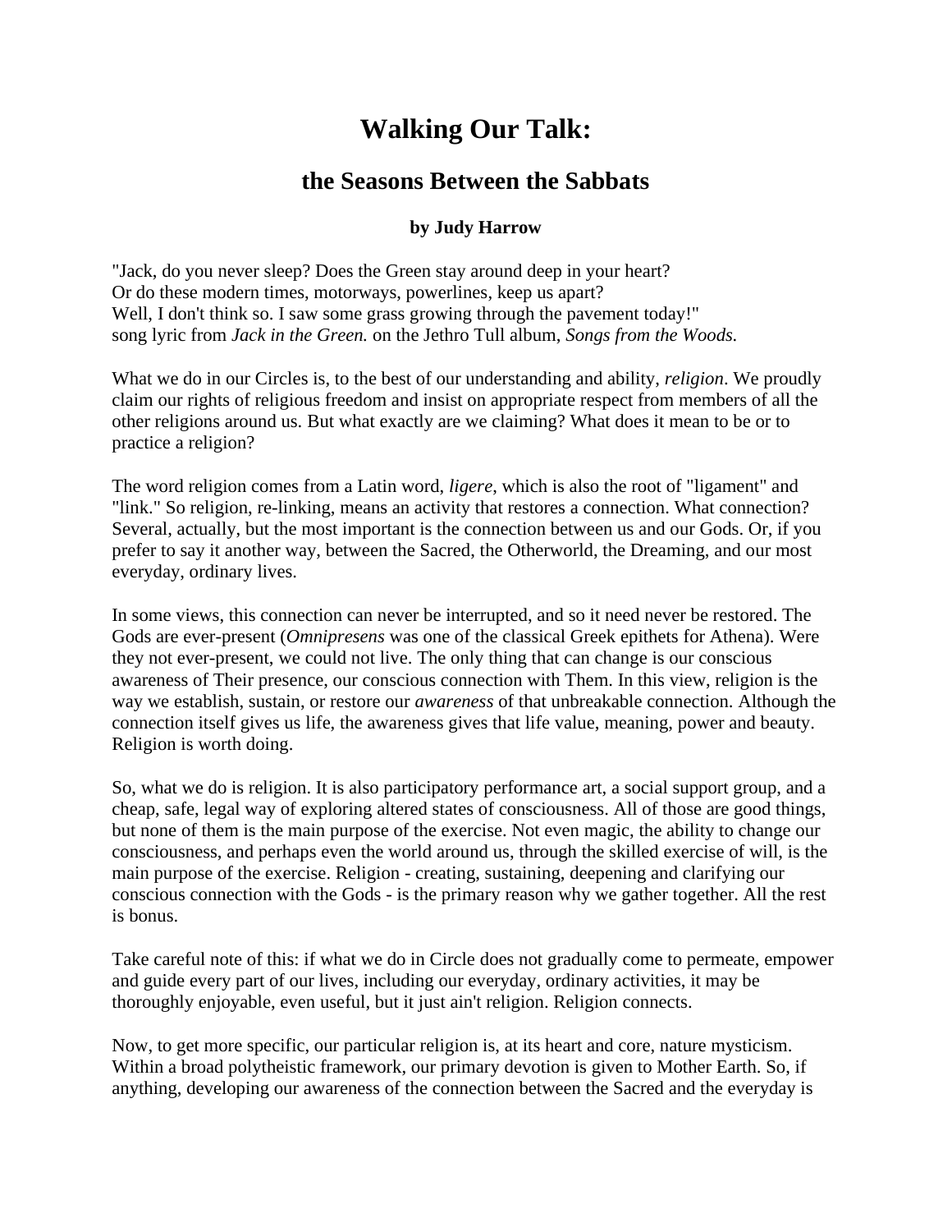# Walking Our Talk:

## the Seasons Between the Sabbats

**by Judy Harrow**

"Jack, do you never sleep? Does the Green stay around deep in your heart?
Or do these modern times, motorways, powerlines, keep us apart?
Well, I don't think so. I saw some grass growing through the pavement today!"
song lyric from *Jack in the Green.* on the Jethro Tull album, *Songs from the Woods.*

What we do in our Circles is, to the best of our understanding and ability, *religion*. We proudly claim our rights of religious freedom and insist on appropriate respect from members of all the other religions around us. But what exactly are we claiming? What does it mean to be or to practice a religion?

The word religion comes from a Latin word, *ligere*, which is also the root of "ligament" and "link." So religion, re-linking, means an activity that restores a connection. What connection? Several, actually, but the most important is the connection between us and our Gods. Or, if you prefer to say it another way, between the Sacred, the Otherworld, the Dreaming, and our most everyday, ordinary lives.

In some views, this connection can never be interrupted, and so it need never be restored. The Gods are ever-present (*Omnipresens* was one of the classical Greek epithets for Athena). Were they not ever-present, we could not live. The only thing that can change is our conscious awareness of Their presence, our conscious connection with Them. In this view, religion is the way we establish, sustain, or restore our *awareness* of that unbreakable connection. Although the connection itself gives us life, the awareness gives that life value, meaning, power and beauty. Religion is worth doing.

So, what we do is religion. It is also participatory performance art, a social support group, and a cheap, safe, legal way of exploring altered states of consciousness. All of those are good things, but none of them is the main purpose of the exercise. Not even magic, the ability to change our consciousness, and perhaps even the world around us, through the skilled exercise of will, is the main purpose of the exercise. Religion - creating, sustaining, deepening and clarifying our conscious connection with the Gods - is the primary reason why we gather together. All the rest is bonus.

Take careful note of this: if what we do in Circle does not gradually come to permeate, empower and guide every part of our lives, including our everyday, ordinary activities, it may be thoroughly enjoyable, even useful, but it just ain't religion. Religion connects.

Now, to get more specific, our particular religion is, at its heart and core, nature mysticism. Within a broad polytheistic framework, our primary devotion is given to Mother Earth. So, if anything, developing our awareness of the connection between the Sacred and the everyday is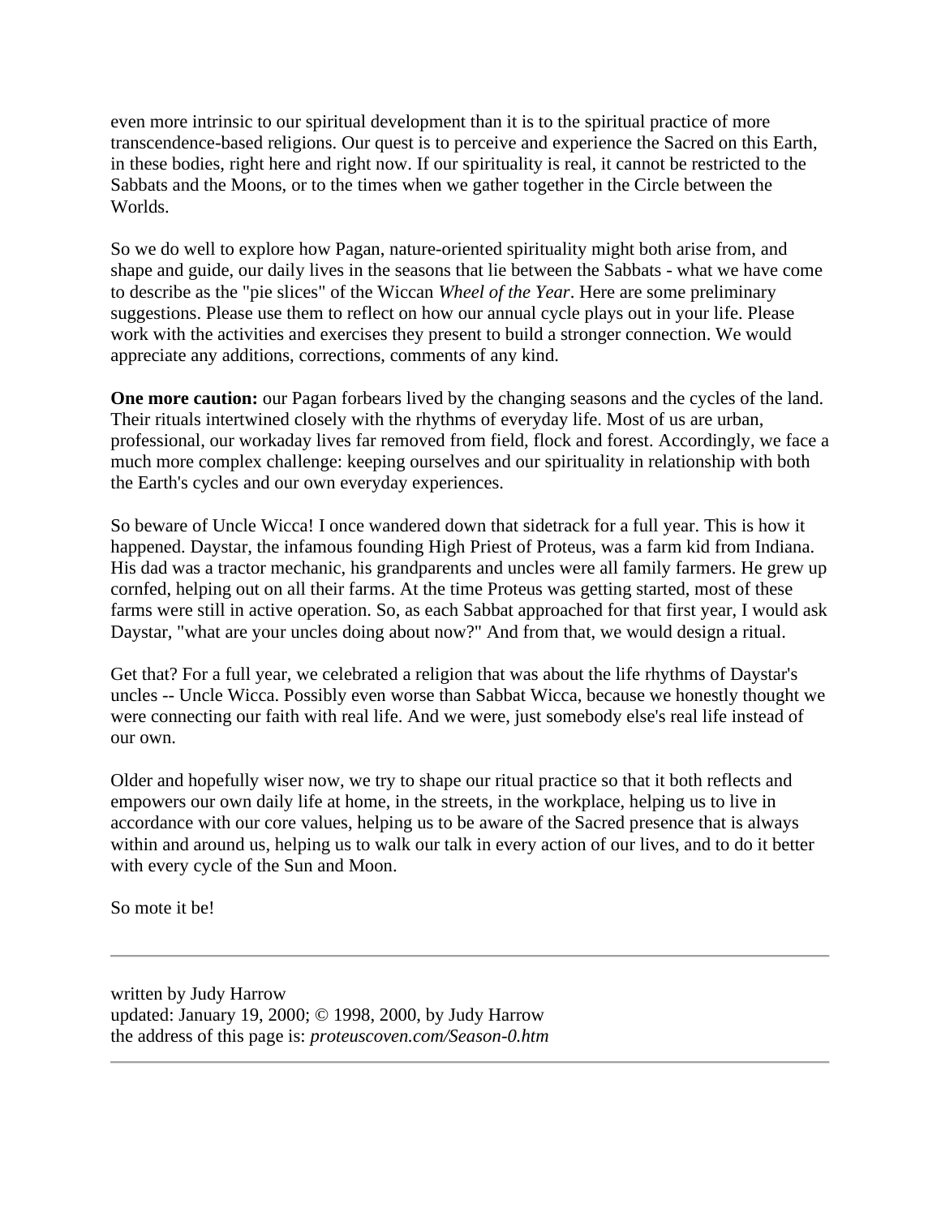even more intrinsic to our spiritual development than it is to the spiritual practice of more transcendence-based religions. Our quest is to perceive and experience the Sacred on this Earth, in these bodies, right here and right now. If our spirituality is real, it cannot be restricted to the Sabbats and the Moons, or to the times when we gather together in the Circle between the Worlds.

So we do well to explore how Pagan, nature-oriented spirituality might both arise from, and shape and guide, our daily lives in the seasons that lie between the Sabbats - what we have come to describe as the "pie slices" of the Wiccan *Wheel of the Year*. Here are some preliminary suggestions. Please use them to reflect on how our annual cycle plays out in your life. Please work with the activities and exercises they present to build a stronger connection. We would appreciate any additions, corrections, comments of any kind.

**One more caution:** our Pagan forbears lived by the changing seasons and the cycles of the land. Their rituals intertwined closely with the rhythms of everyday life. Most of us are urban, professional, our workaday lives far removed from field, flock and forest. Accordingly, we face a much more complex challenge: keeping ourselves and our spirituality in relationship with both the Earth's cycles and our own everyday experiences.

So beware of Uncle Wicca! I once wandered down that sidetrack for a full year. This is how it happened. Daystar, the infamous founding High Priest of Proteus, was a farm kid from Indiana. His dad was a tractor mechanic, his grandparents and uncles were all family farmers. He grew up cornfed, helping out on all their farms. At the time Proteus was getting started, most of these farms were still in active operation. So, as each Sabbat approached for that first year, I would ask Daystar, "what are your uncles doing about now?" And from that, we would design a ritual.

Get that? For a full year, we celebrated a religion that was about the life rhythms of Daystar's uncles -- Uncle Wicca. Possibly even worse than Sabbat Wicca, because we honestly thought we were connecting our faith with real life. And we were, just somebody else's real life instead of our own.

Older and hopefully wiser now, we try to shape our ritual practice so that it both reflects and empowers our own daily life at home, in the streets, in the workplace, helping us to live in accordance with our core values, helping us to be aware of the Sacred presence that is always within and around us, helping us to walk our talk in every action of our lives, and to do it better with every cycle of the Sun and Moon.

So mote it be!

---

written by Judy Harrow
updated: January 19, 2000; © 1998, 2000, by Judy Harrow
the address of this page is: *proteuscoven.com/Season-0.htm*

---